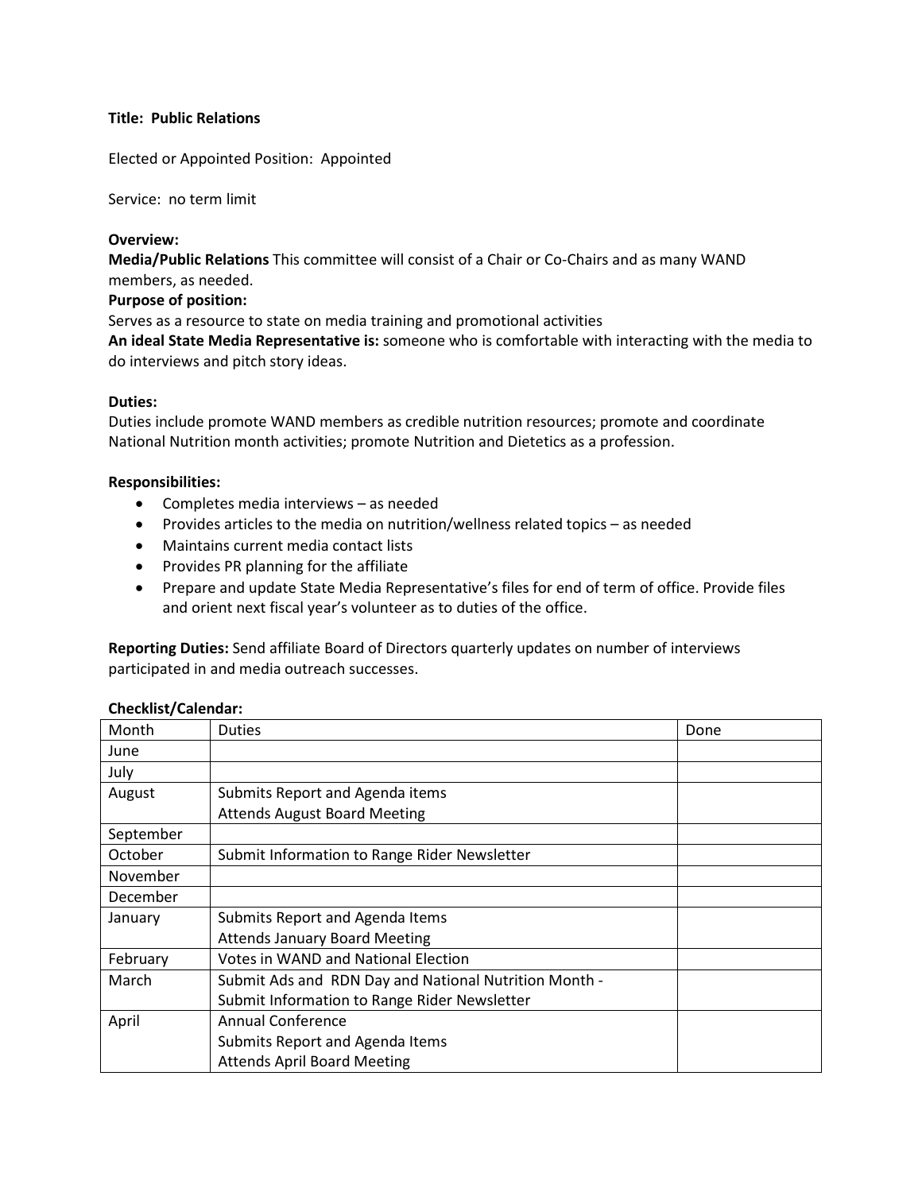**Title: Public Relations**

Elected or Appointed Position: Appointed

Service: no term limit

**Overview:**

**Media/Public Relations** This committee will consist of a Chair or Co-Chairs and as many WAND members, as needed.

**Purpose of position:**

Serves as a resource to state on media training and promotional activities

**An ideal State Media Representative is:** someone who is comfortable with interacting with the media to do interviews and pitch story ideas.

**Duties:**

Duties include promote WAND members as credible nutrition resources; promote and coordinate National Nutrition month activities; promote Nutrition and Dietetics as a profession.

**Responsibilities:**

- Completes media interviews – as needed
- Provides articles to the media on nutrition/wellness related topics – as needed
- Maintains current media contact lists
- Provides PR planning for the affiliate
- Prepare and update State Media Representative's files for end of term of office. Provide files and orient next fiscal year's volunteer as to duties of the office.

**Reporting Duties:** Send affiliate Board of Directors quarterly updates on number of interviews participated in and media outreach successes.

**Checklist/Calendar:**

| Month | Duties | Done |
| --- | --- | --- |
| June | | |
| July | | |
| August | Submits Report and Agenda items<br>Attends August Board Meeting | |
| September | | |
| October | Submit Information to Range Rider Newsletter | |
| November | | |
| December | | |
| January | Submits Report and Agenda Items<br>Attends January Board Meeting | |
| February | Votes in WAND and National Election | |
| March | Submit Ads and RDN Day and National Nutrition Month -<br>Submit Information to Range Rider Newsletter | |
| April | Annual Conference<br>Submits Report and Agenda Items<br>Attends April Board Meeting | |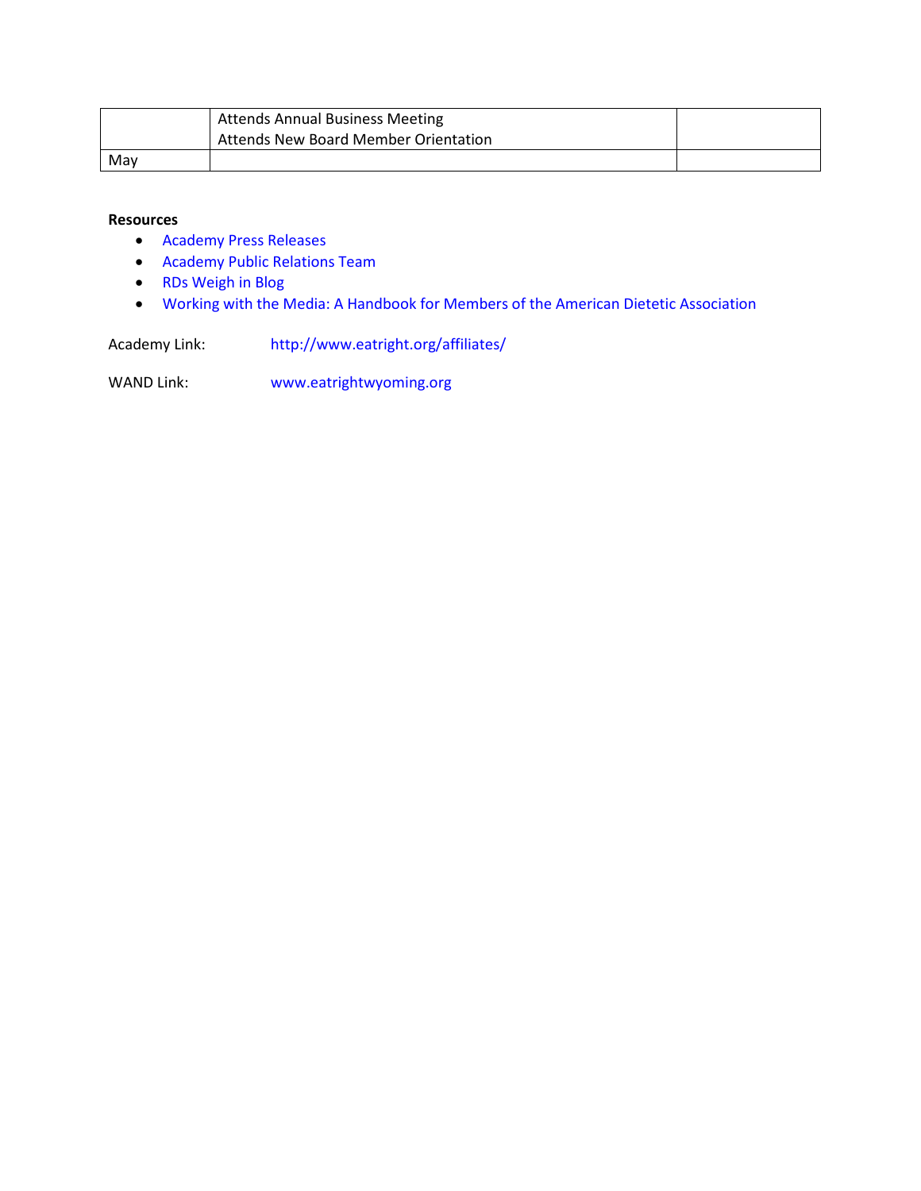| | | |
|---|---|---|
| | Attends Annual Business Meeting<br>Attends New Board Member Orientation | |
| May | | |

**Resources**

- Academy Press Releases
- Academy Public Relations Team
- RDs Weigh in Blog
- Working with the Media: A Handbook for Members of the American Dietetic Association

Academy Link: http://www.eatright.org/affiliates/

WAND Link: www.eatrightwyoming.org